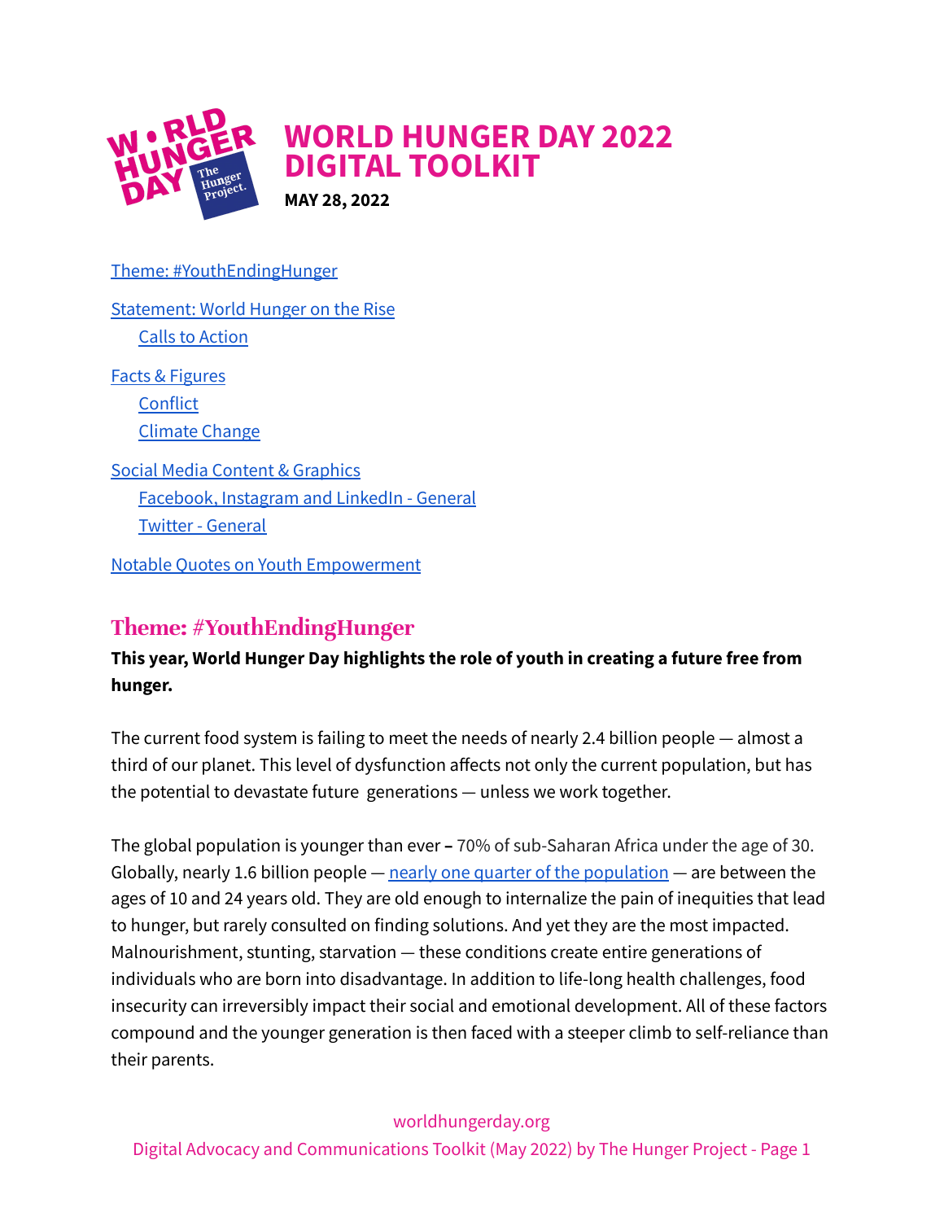# WORLD HUNGER DAY 2022 DIGITAL TOOLKIT

**MAY 28, 2022**

[Theme: #YouthEndingHunger](#)

[Statement: World Hunger on the Rise](#)
- [Calls to Action](#)

[Facts & Figures](#)
- [Conflict](#)
- [Climate Change](#)

[Social Media Content & Graphics](#)
- [Facebook, Instagram and LinkedIn - General](#)
- [Twitter - General](#)

[Notable Quotes on Youth Empowerment](#)

## Theme: #YouthEndingHunger

**This year, World Hunger Day highlights the role of youth in creating a future free from hunger.**

The current food system is failing to meet the needs of nearly 2.4 billion people — almost a third of our planet. This level of dysfunction affects not only the current population, but has the potential to devastate future generations — unless we work together.

The global population is younger than ever – 70% of sub-Saharan Africa under the age of 30. Globally, nearly 1.6 billion people — [nearly one quarter of the population](#) — are between the ages of 10 and 24 years old. They are old enough to internalize the pain of inequities that lead to hunger, but rarely consulted on finding solutions. And yet they are the most impacted. Malnourishment, stunting, starvation — these conditions create entire generations of individuals who are born into disadvantage. In addition to life-long health challenges, food insecurity can irreversibly impact their social and emotional development. All of these factors compound and the younger generation is then faced with a steeper climb to self-reliance than their parents.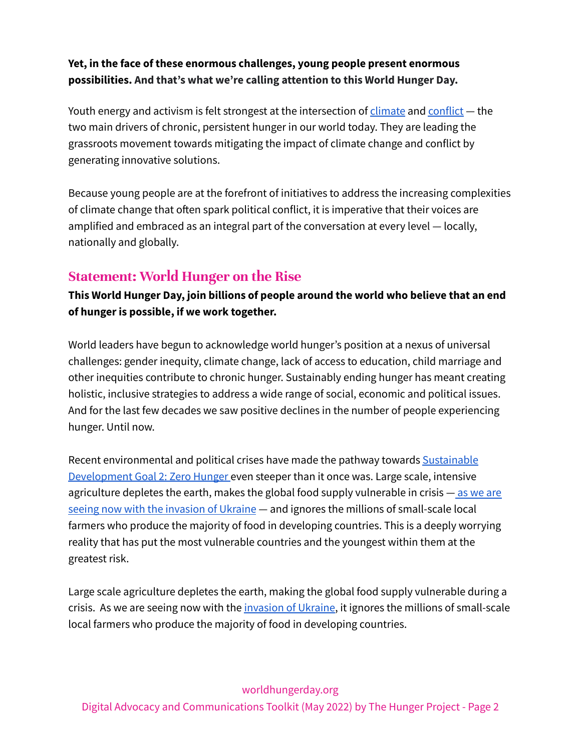**Yet, in the face of these enormous challenges, young people present enormous possibilities. And that's what we're calling attention to this World Hunger Day.**

Youth energy and activism is felt strongest at the intersection of climate and conflict — the two main drivers of chronic, persistent hunger in our world today. They are leading the grassroots movement towards mitigating the impact of climate change and conflict by generating innovative solutions.

Because young people are at the forefront of initiatives to address the increasing complexities of climate change that often spark political conflict, it is imperative that their voices are amplified and embraced as an integral part of the conversation at every level — locally, nationally and globally.

## Statement: World Hunger on the Rise

**This World Hunger Day, join billions of people around the world who believe that an end of hunger is possible, if we work together.**

World leaders have begun to acknowledge world hunger's position at a nexus of universal challenges: gender inequity, climate change, lack of access to education, child marriage and other inequities contribute to chronic hunger. Sustainably ending hunger has meant creating holistic, inclusive strategies to address a wide range of social, economic and political issues. And for the last few decades we saw positive declines in the number of people experiencing hunger. Until now.

Recent environmental and political crises have made the pathway towards Sustainable Development Goal 2: Zero Hunger even steeper than it once was. Large scale, intensive agriculture depletes the earth, makes the global food supply vulnerable in crisis — as we are seeing now with the invasion of Ukraine — and ignores the millions of small-scale local farmers who produce the majority of food in developing countries. This is a deeply worrying reality that has put the most vulnerable countries and the youngest within them at the greatest risk.

Large scale agriculture depletes the earth, making the global food supply vulnerable during a crisis. As we are seeing now with the invasion of Ukraine, it ignores the millions of small-scale local farmers who produce the majority of food in developing countries.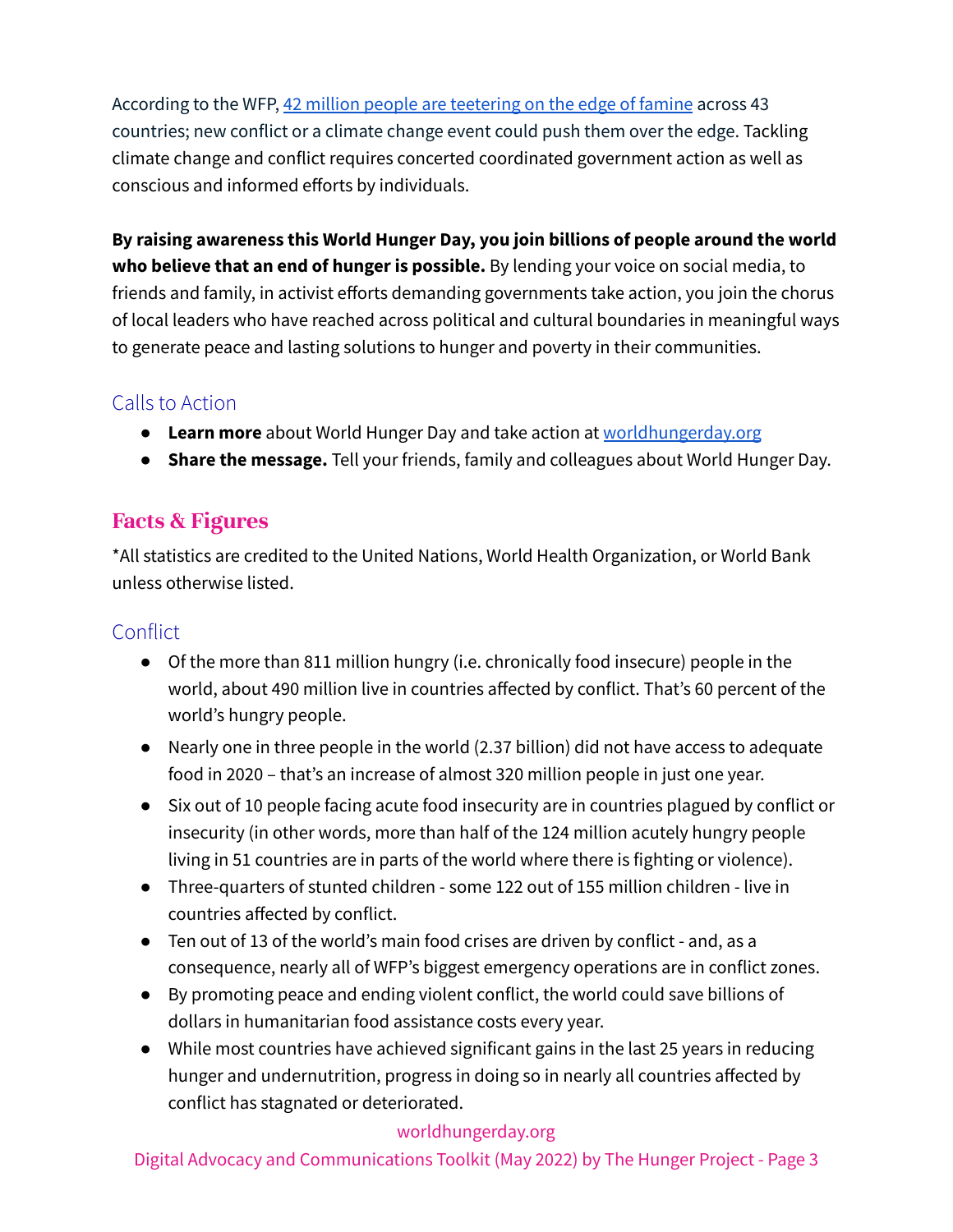According to the WFP, [42 million people are teetering on the edge of famine](#) across 43 countries; new conflict or a climate change event could push them over the edge. Tackling climate change and conflict requires concerted coordinated government action as well as conscious and informed efforts by individuals.

**By raising awareness this World Hunger Day, you join billions of people around the world who believe that an end of hunger is possible.** By lending your voice on social media, to friends and family, in activist efforts demanding governments take action, you join the chorus of local leaders who have reached across political and cultural boundaries in meaningful ways to generate peace and lasting solutions to hunger and poverty in their communities.

### Calls to Action

- **Learn more** about World Hunger Day and take action at [worldhungerday.org](https://worldhungerday.org)
- **Share the message.** Tell your friends, family and colleagues about World Hunger Day.

## Facts & Figures

*All statistics are credited to the United Nations, World Health Organization, or World Bank unless otherwise listed.

### Conflict

- Of the more than 811 million hungry (i.e. chronically food insecure) people in the world, about 490 million live in countries affected by conflict. That's 60 percent of the world's hungry people.
- Nearly one in three people in the world (2.37 billion) did not have access to adequate food in 2020 – that's an increase of almost 320 million people in just one year.
- Six out of 10 people facing acute food insecurity are in countries plagued by conflict or insecurity (in other words, more than half of the 124 million acutely hungry people living in 51 countries are in parts of the world where there is fighting or violence).
- Three-quarters of stunted children - some 122 out of 155 million children - live in countries affected by conflict.
- Ten out of 13 of the world's main food crises are driven by conflict - and, as a consequence, nearly all of WFP's biggest emergency operations are in conflict zones.
- By promoting peace and ending violent conflict, the world could save billions of dollars in humanitarian food assistance costs every year.
- While most countries have achieved significant gains in the last 25 years in reducing hunger and undernutrition, progress in doing so in nearly all countries affected by conflict has stagnated or deteriorated.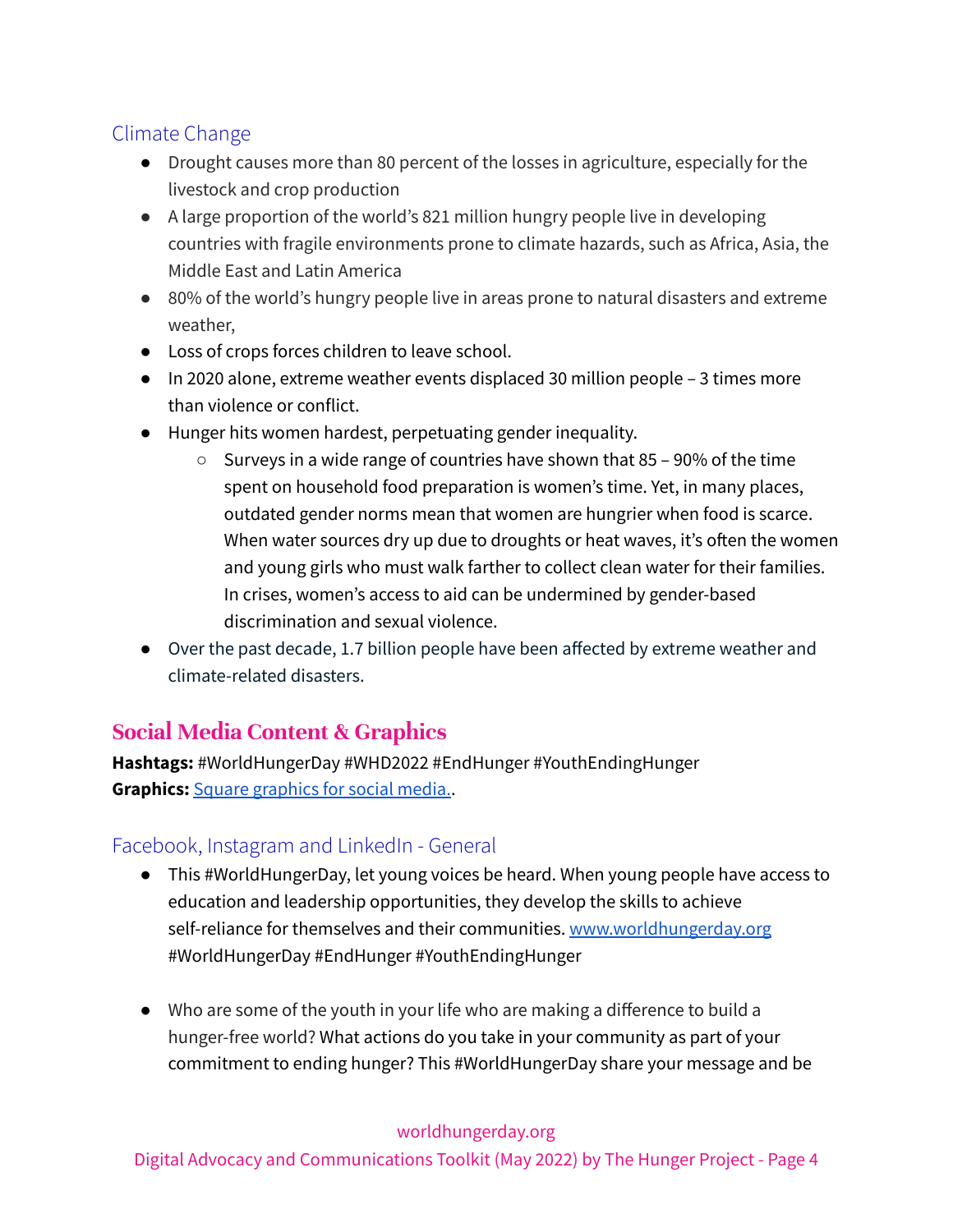### Climate Change

- Drought causes more than 80 percent of the losses in agriculture, especially for the livestock and crop production
- A large proportion of the world's 821 million hungry people live in developing countries with fragile environments prone to climate hazards, such as Africa, Asia, the Middle East and Latin America
- 80% of the world's hungry people live in areas prone to natural disasters and extreme weather,
- Loss of crops forces children to leave school.
- In 2020 alone, extreme weather events displaced 30 million people – 3 times more than violence or conflict.
- Hunger hits women hardest, perpetuating gender inequality.
    - Surveys in a wide range of countries have shown that 85 – 90% of the time spent on household food preparation is women's time. Yet, in many places, outdated gender norms mean that women are hungrier when food is scarce. When water sources dry up due to droughts or heat waves, it's often the women and young girls who must walk farther to collect clean water for their families. In crises, women's access to aid can be undermined by gender-based discrimination and sexual violence.
- Over the past decade, 1.7 billion people have been affected by extreme weather and climate-related disasters.

## Social Media Content & Graphics

**Hashtags:** #WorldHungerDay #WHD2022 #EndHunger #YouthEndingHunger
**Graphics:** [Square graphics for social media.](#).

### Facebook, Instagram and LinkedIn - General

- This #WorldHungerDay, let young voices be heard. When young people have access to education and leadership opportunities, they develop the skills to achieve self-reliance for themselves and their communities. [www.worldhungerday.org](http://www.worldhungerday.org) #WorldHungerDay #EndHunger #YouthEndingHunger

- Who are some of the youth in your life who are making a difference to build a hunger-free world? What actions do you take in your community as part of your commitment to ending hunger? This #WorldHungerDay share your message and be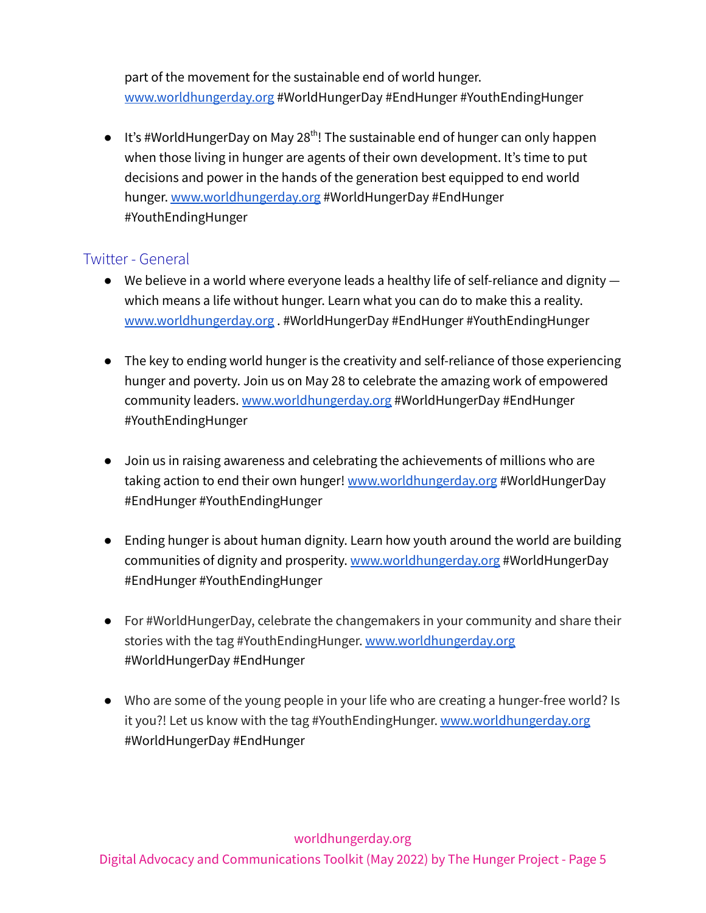part of the movement for the sustainable end of world hunger. www.worldhungerday.org #WorldHungerDay #EndHunger #YouthEndingHunger

- It's #WorldHungerDay on May 28th! The sustainable end of hunger can only happen when those living in hunger are agents of their own development. It's time to put decisions and power in the hands of the generation best equipped to end world hunger. www.worldhungerday.org #WorldHungerDay #EndHunger #YouthEndingHunger

## Twitter - General

- We believe in a world where everyone leads a healthy life of self-reliance and dignity — which means a life without hunger. Learn what you can do to make this a reality. www.worldhungerday.org . #WorldHungerDay #EndHunger #YouthEndingHunger

- The key to ending world hunger is the creativity and self-reliance of those experiencing hunger and poverty. Join us on May 28 to celebrate the amazing work of empowered community leaders. www.worldhungerday.org #WorldHungerDay #EndHunger #YouthEndingHunger

- Join us in raising awareness and celebrating the achievements of millions who are taking action to end their own hunger! www.worldhungerday.org #WorldHungerDay #EndHunger #YouthEndingHunger

- Ending hunger is about human dignity. Learn how youth around the world are building communities of dignity and prosperity. www.worldhungerday.org #WorldHungerDay #EndHunger #YouthEndingHunger

- For #WorldHungerDay, celebrate the changemakers in your community and share their stories with the tag #YouthEndingHunger. www.worldhungerday.org #WorldHungerDay #EndHunger

- Who are some of the young people in your life who are creating a hunger-free world? Is it you?! Let us know with the tag #YouthEndingHunger. www.worldhungerday.org #WorldHungerDay #EndHunger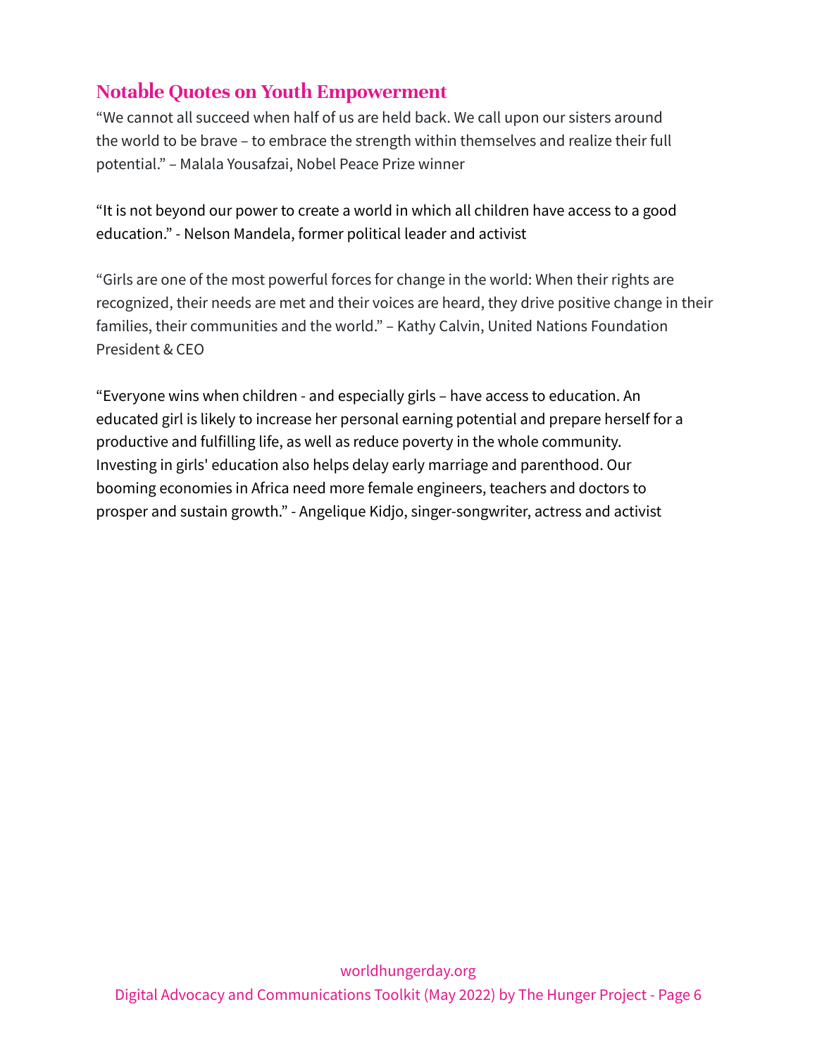## Notable Quotes on Youth Empowerment

“We cannot all succeed when half of us are held back. We call upon our sisters around the world to be brave – to embrace the strength within themselves and realize their full potential.” – Malala Yousafzai, Nobel Peace Prize winner

“It is not beyond our power to create a world in which all children have access to a good education.” - Nelson Mandela, former political leader and activist

“Girls are one of the most powerful forces for change in the world: When their rights are recognized, their needs are met and their voices are heard, they drive positive change in their families, their communities and the world.” – Kathy Calvin, United Nations Foundation President & CEO

“Everyone wins when children - and especially girls – have access to education. An educated girl is likely to increase her personal earning potential and prepare herself for a productive and fulfilling life, as well as reduce poverty in the whole community. Investing in girls' education also helps delay early marriage and parenthood. Our booming economies in Africa need more female engineers, teachers and doctors to prosper and sustain growth.” - Angelique Kidjo, singer-songwriter, actress and activist